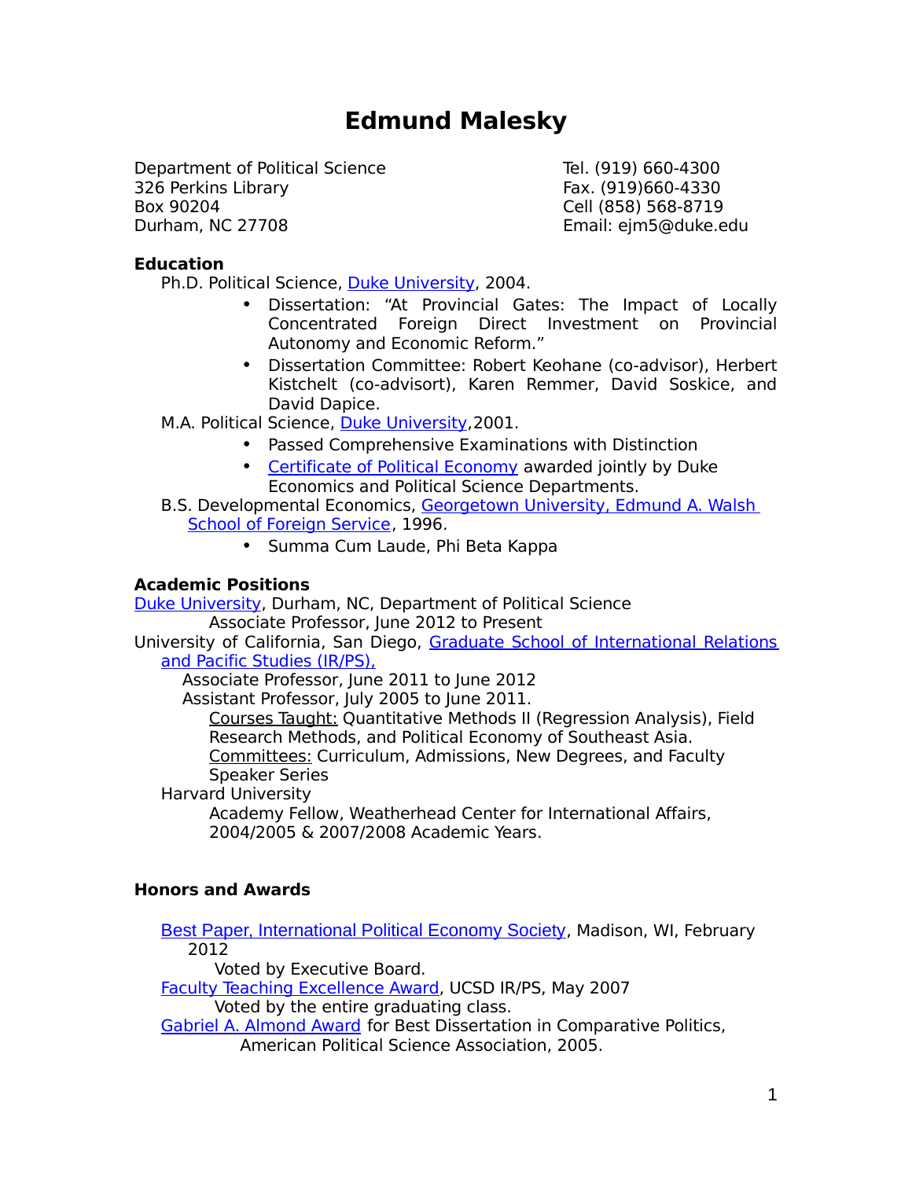# Edmund Malesky

Department of Political Science
326 Perkins Library
Box 90204
Durham, NC 27708

Tel. (919) 660-4300
Fax. (919)660-4330
Cell (858) 568-8719
Email: ejm5@duke.edu

**Education**

Ph.D. Political Science, Duke University, 2004.

- Dissertation: "At Provincial Gates: The Impact of Locally Concentrated Foreign Direct Investment on Provincial Autonomy and Economic Reform."
- Dissertation Committee: Robert Keohane (co-advisor), Herbert Kistchelt (co-advisort), Karen Remmer, David Soskice, and David Dapice.

M.A. Political Science, Duke University,2001.

- Passed Comprehensive Examinations with Distinction
- Certificate of Political Economy awarded jointly by Duke Economics and Political Science Departments.

B.S. Developmental Economics, Georgetown University, Edmund A. Walsh School of Foreign Service, 1996.

- Summa Cum Laude, Phi Beta Kappa

**Academic Positions**

Duke University, Durham, NC, Department of Political Science
Associate Professor, June 2012 to Present

University of California, San Diego, Graduate School of International Relations and Pacific Studies (IR/PS),
Associate Professor, June 2011 to June 2012
Assistant Professor, July 2005 to June 2011.
Courses Taught: Quantitative Methods II (Regression Analysis), Field Research Methods, and Political Economy of Southeast Asia.
Committees: Curriculum, Admissions, New Degrees, and Faculty Speaker Series

Harvard University
Academy Fellow, Weatherhead Center for International Affairs, 2004/2005 & 2007/2008 Academic Years.

**Honors and Awards**

Best Paper, International Political Economy Society, Madison, WI, February 2012
Voted by Executive Board.

Faculty Teaching Excellence Award, UCSD IR/PS, May 2007
Voted by the entire graduating class.

Gabriel A. Almond Award for Best Dissertation in Comparative Politics, American Political Science Association, 2005.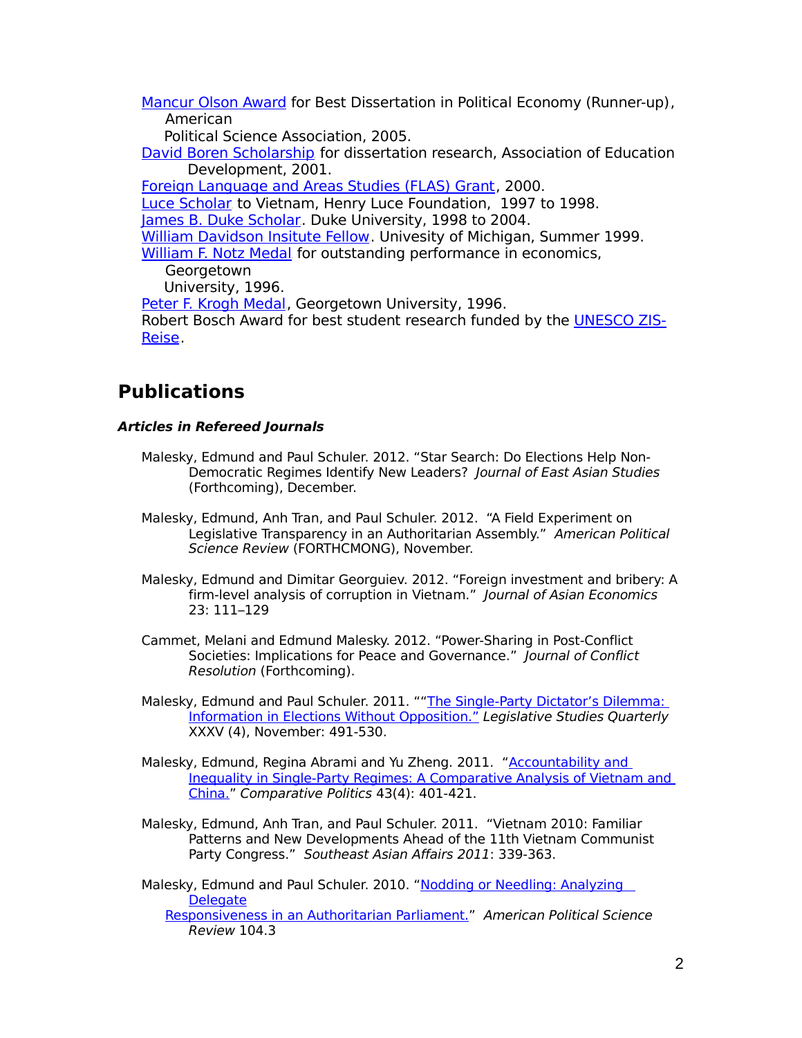[Mancur Olson Award](#) for Best Dissertation in Political Economy (Runner-up), American Political Science Association, 2005.
[David Boren Scholarship](#) for dissertation research, Association of Education Development, 2001.
[Foreign Language and Areas Studies (FLAS) Grant](#), 2000.
[Luce Scholar](#) to Vietnam, Henry Luce Foundation, 1997 to 1998.
[James B. Duke Scholar](#). Duke University, 1998 to 2004.
[William Davidson Insitute Fellow](#). Univesity of Michigan, Summer 1999.
[William F. Notz Medal](#) for outstanding performance in economics, Georgetown University, 1996.
[Peter F. Krogh Medal](#), Georgetown University, 1996.
Robert Bosch Award for best student research funded by the [UNESCO ZIS-Reise](#).

## Publications

### ***Articles in Refereed Journals***

Malesky, Edmund and Paul Schuler. 2012. "Star Search: Do Elections Help Non-Democratic Regimes Identify New Leaders? *Journal of East Asian Studies* (Forthcoming), December.

Malesky, Edmund, Anh Tran, and Paul Schuler. 2012. "A Field Experiment on Legislative Transparency in an Authoritarian Assembly." *American Political Science Review* (FORTHCMONG), November.

Malesky, Edmund and Dimitar Georguiev. 2012. "Foreign investment and bribery: A firm-level analysis of corruption in Vietnam." *Journal of Asian Economics* 23: 111–129

Cammet, Melani and Edmund Malesky. 2012. "Power-Sharing in Post-Conflict Societies: Implications for Peace and Governance." *Journal of Conflict Resolution* (Forthcoming).

Malesky, Edmund and Paul Schuler. 2011. ""[The Single-Party Dictator's Dilemma: Information in Elections Without Opposition."](#) *Legislative Studies Quarterly* XXXV (4), November: 491-530.

Malesky, Edmund, Regina Abrami and Yu Zheng. 2011. "[Accountability and Inequality in Single-Party Regimes: A Comparative Analysis of Vietnam and China.](#)" *Comparative Politics* 43(4): 401-421.

Malesky, Edmund, Anh Tran, and Paul Schuler. 2011. "Vietnam 2010: Familiar Patterns and New Developments Ahead of the 11th Vietnam Communist Party Congress." *Southeast Asian Affairs 2011*: 339-363.

Malesky, Edmund and Paul Schuler. 2010. "[Nodding or Needling: Analyzing Delegate Responsiveness in an Authoritarian Parliament.](#)" *American Political Science Review* 104.3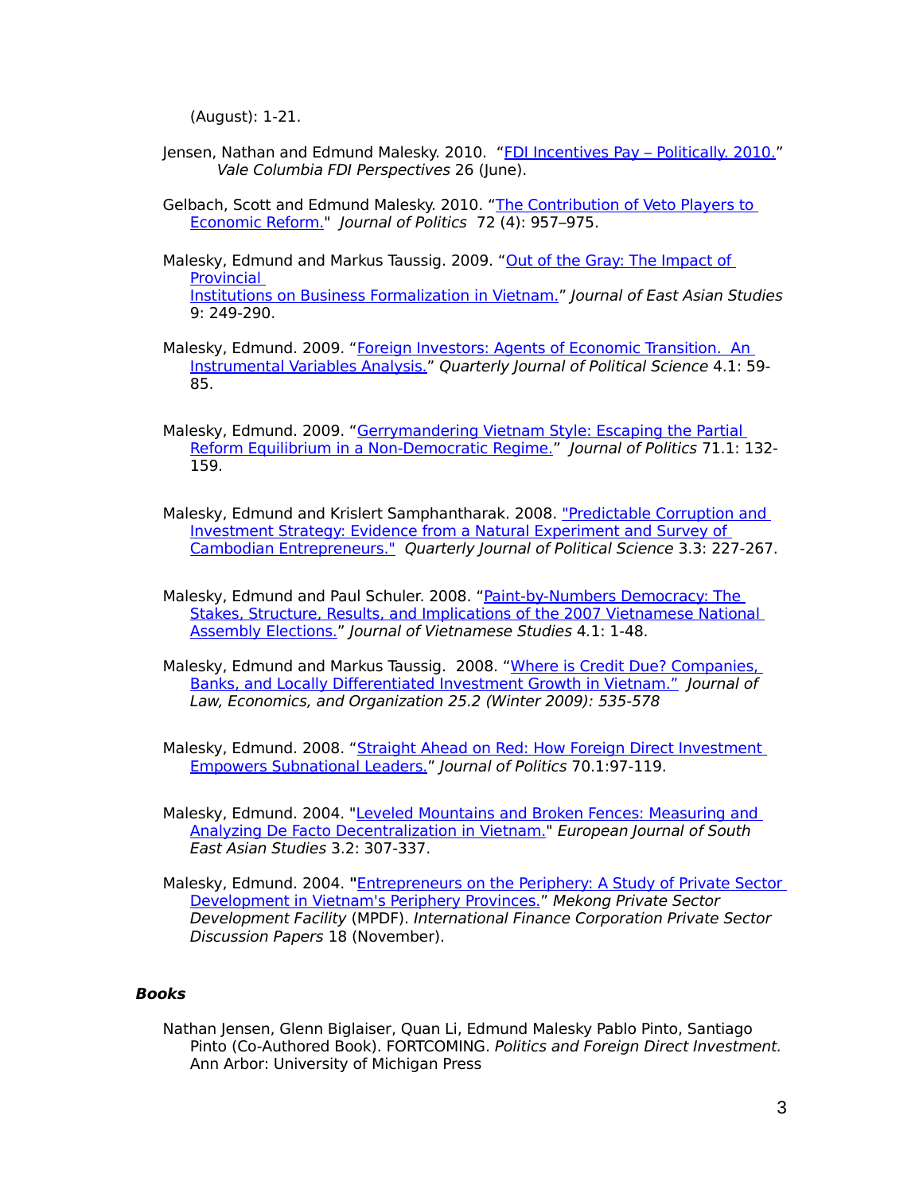(August): 1-21.

Jensen, Nathan and Edmund Malesky. 2010. "FDI Incentives Pay – Politically. 2010." *Vale Columbia FDI Perspectives* 26 (June).

Gelbach, Scott and Edmund Malesky. 2010. "The Contribution of Veto Players to Economic Reform." *Journal of Politics* 72 (4): 957–975.

Malesky, Edmund and Markus Taussig. 2009. "Out of the Gray: The Impact of Provincial Institutions on Business Formalization in Vietnam." *Journal of East Asian Studies* 9: 249-290.

Malesky, Edmund. 2009. "Foreign Investors: Agents of Economic Transition. An Instrumental Variables Analysis." *Quarterly Journal of Political Science* 4.1: 59-85.

Malesky, Edmund. 2009. "Gerrymandering Vietnam Style: Escaping the Partial Reform Equilibrium in a Non-Democratic Regime." *Journal of Politics* 71.1: 132-159.

Malesky, Edmund and Krislert Samphantharak. 2008. "Predictable Corruption and Investment Strategy: Evidence from a Natural Experiment and Survey of Cambodian Entrepreneurs." *Quarterly Journal of Political Science* 3.3: 227-267.

Malesky, Edmund and Paul Schuler. 2008. "Paint-by-Numbers Democracy: The Stakes, Structure, Results, and Implications of the 2007 Vietnamese National Assembly Elections." *Journal of Vietnamese Studies* 4.1: 1-48.

Malesky, Edmund and Markus Taussig. 2008. "Where is Credit Due? Companies, Banks, and Locally Differentiated Investment Growth in Vietnam." *Journal of Law, Economics, and Organization 25.2 (Winter 2009): 535-578*

Malesky, Edmund. 2008. "Straight Ahead on Red: How Foreign Direct Investment Empowers Subnational Leaders." *Journal of Politics* 70.1:97-119.

Malesky, Edmund. 2004. "Leveled Mountains and Broken Fences: Measuring and Analyzing De Facto Decentralization in Vietnam." *European Journal of South East Asian Studies* 3.2: 307-337.

Malesky, Edmund. 2004. **"**Entrepreneurs on the Periphery: A Study of Private Sector Development in Vietnam's Periphery Provinces." *Mekong Private Sector Development Facility* (MPDF). *International Finance Corporation Private Sector Discussion Papers* 18 (November).

### *Books*

Nathan Jensen, Glenn Biglaiser, Quan Li, Edmund Malesky Pablo Pinto, Santiago Pinto (Co-Authored Book). FORTCOMING. *Politics and Foreign Direct Investment.* Ann Arbor: University of Michigan Press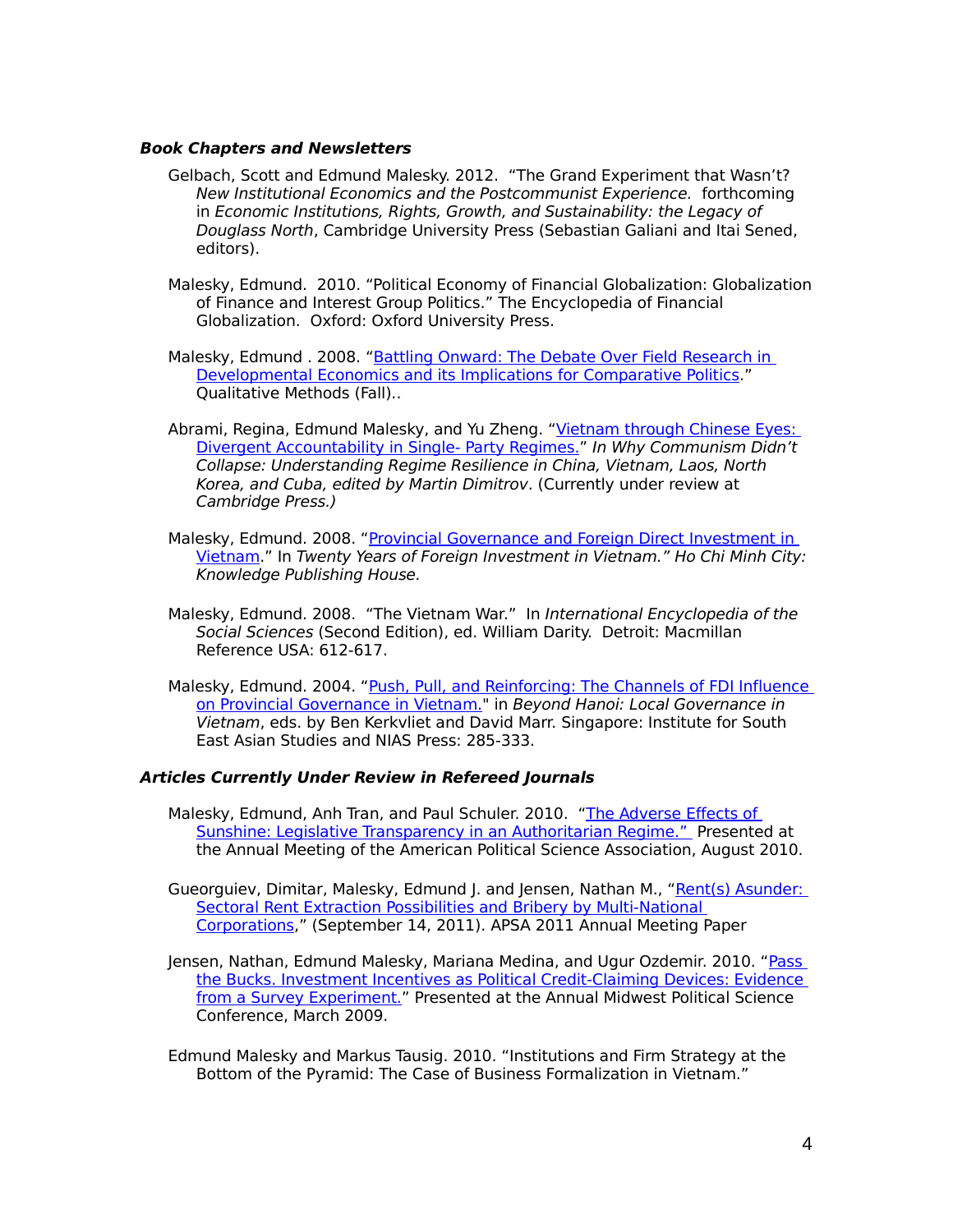### ***Book Chapters and Newsletters***

Gelbach, Scott and Edmund Malesky. 2012. "The Grand Experiment that Wasn't? *New Institutional Economics and the Postcommunist Experience.* forthcoming in *Economic Institutions, Rights, Growth, and Sustainability: the Legacy of Douglass North*, Cambridge University Press (Sebastian Galiani and Itai Sened, editors).

Malesky, Edmund. 2010. "Political Economy of Financial Globalization: Globalization of Finance and Interest Group Politics." The Encyclopedia of Financial Globalization. Oxford: Oxford University Press.

Malesky, Edmund . 2008. "Battling Onward: The Debate Over Field Research in Developmental Economics and its Implications for Comparative Politics." Qualitative Methods (Fall)..

Abrami, Regina, Edmund Malesky, and Yu Zheng. "Vietnam through Chinese Eyes: Divergent Accountability in Single- Party Regimes." *In Why Communism Didn't Collapse: Understanding Regime Resilience in China, Vietnam, Laos, North Korea, and Cuba, edited by Martin Dimitrov*. (Currently under review at *Cambridge Press.)*

Malesky, Edmund. 2008. "Provincial Governance and Foreign Direct Investment in Vietnam." In *Twenty Years of Foreign Investment in Vietnam." Ho Chi Minh City: Knowledge Publishing House.*

Malesky, Edmund. 2008. "The Vietnam War." In *International Encyclopedia of the Social Sciences* (Second Edition), ed. William Darity. Detroit: Macmillan Reference USA: 612-617.

Malesky, Edmund. 2004. "Push, Pull, and Reinforcing: The Channels of FDI Influence on Provincial Governance in Vietnam." in *Beyond Hanoi: Local Governance in Vietnam*, eds. by Ben Kerkvliet and David Marr. Singapore: Institute for South East Asian Studies and NIAS Press: 285-333.

### ***Articles Currently Under Review in Refereed Journals***

Malesky, Edmund, Anh Tran, and Paul Schuler. 2010. "The Adverse Effects of Sunshine: Legislative Transparency in an Authoritarian Regime." Presented at the Annual Meeting of the American Political Science Association, August 2010.

Gueorguiev, Dimitar, Malesky, Edmund J. and Jensen, Nathan M., "Rent(s) Asunder: Sectoral Rent Extraction Possibilities and Bribery by Multi-National Corporations," (September 14, 2011). APSA 2011 Annual Meeting Paper

Jensen, Nathan, Edmund Malesky, Mariana Medina, and Ugur Ozdemir. 2010. "Pass the Bucks. Investment Incentives as Political Credit-Claiming Devices: Evidence from a Survey Experiment." Presented at the Annual Midwest Political Science Conference, March 2009.

Edmund Malesky and Markus Tausig. 2010. "Institutions and Firm Strategy at the Bottom of the Pyramid: The Case of Business Formalization in Vietnam."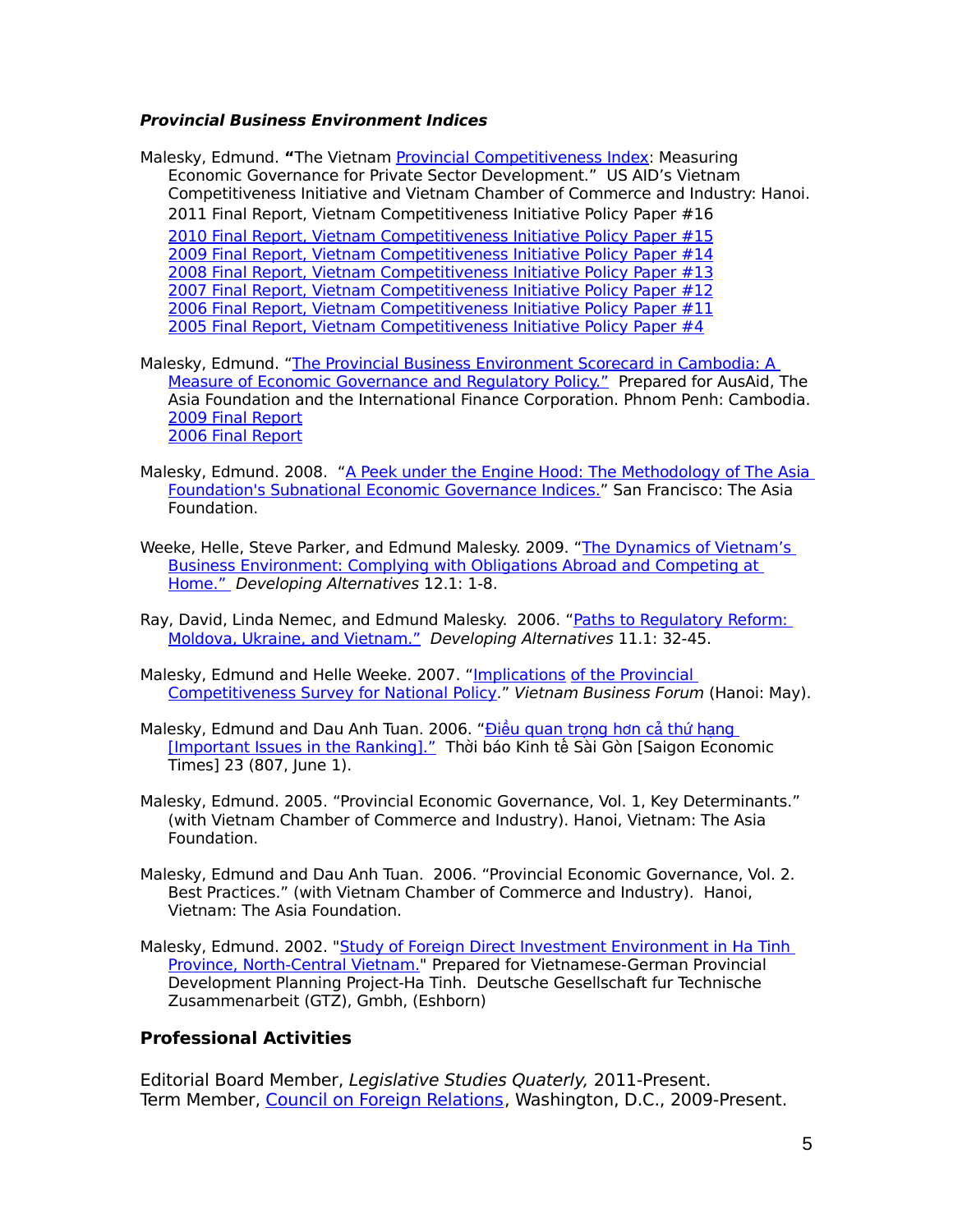### *Provincial Business Environment Indices*

Malesky, Edmund. **"**The Vietnam Provincial Competitiveness Index: Measuring Economic Governance for Private Sector Development." US AID's Vietnam Competitiveness Initiative and Vietnam Chamber of Commerce and Industry: Hanoi.
2011 Final Report, Vietnam Competitiveness Initiative Policy Paper #16
2010 Final Report, Vietnam Competitiveness Initiative Policy Paper #15
2009 Final Report, Vietnam Competitiveness Initiative Policy Paper #14
2008 Final Report, Vietnam Competitiveness Initiative Policy Paper #13
2007 Final Report, Vietnam Competitiveness Initiative Policy Paper #12
2006 Final Report, Vietnam Competitiveness Initiative Policy Paper #11
2005 Final Report, Vietnam Competitiveness Initiative Policy Paper #4

Malesky, Edmund. "The Provincial Business Environment Scorecard in Cambodia: A Measure of Economic Governance and Regulatory Policy." Prepared for AusAid, The Asia Foundation and the International Finance Corporation. Phnom Penh: Cambodia.
2009 Final Report
2006 Final Report

Malesky, Edmund. 2008. "A Peek under the Engine Hood: The Methodology of The Asia Foundation's Subnational Economic Governance Indices." San Francisco: The Asia Foundation.

Weeke, Helle, Steve Parker, and Edmund Malesky. 2009. "The Dynamics of Vietnam's Business Environment: Complying with Obligations Abroad and Competing at Home." *Developing Alternatives* 12.1: 1-8.

Ray, David, Linda Nemec, and Edmund Malesky. 2006. "Paths to Regulatory Reform: Moldova, Ukraine, and Vietnam." *Developing Alternatives* 11.1: 32-45.

Malesky, Edmund and Helle Weeke. 2007. "Implications of the Provincial Competitiveness Survey for National Policy." *Vietnam Business Forum* (Hanoi: May).

Malesky, Edmund and Dau Anh Tuan. 2006. "Điều quan trọng hơn cả thứ hạng [Important Issues in the Ranking]." Thời báo Kinh tế Sài Gòn [Saigon Economic Times] 23 (807, June 1).

Malesky, Edmund. 2005. "Provincial Economic Governance, Vol. 1, Key Determinants." (with Vietnam Chamber of Commerce and Industry). Hanoi, Vietnam: The Asia Foundation.

Malesky, Edmund and Dau Anh Tuan. 2006. "Provincial Economic Governance, Vol. 2. Best Practices." (with Vietnam Chamber of Commerce and Industry). Hanoi, Vietnam: The Asia Foundation.

Malesky, Edmund. 2002. "Study of Foreign Direct Investment Environment in Ha Tinh Province, North-Central Vietnam." Prepared for Vietnamese-German Provincial Development Planning Project-Ha Tinh. Deutsche Gesellschaft fur Technische Zusammenarbeit (GTZ), Gmbh, (Eshborn)

## Professional Activities

Editorial Board Member, *Legislative Studies Quaterly,* 2011-Present.
Term Member, Council on Foreign Relations, Washington, D.C., 2009-Present.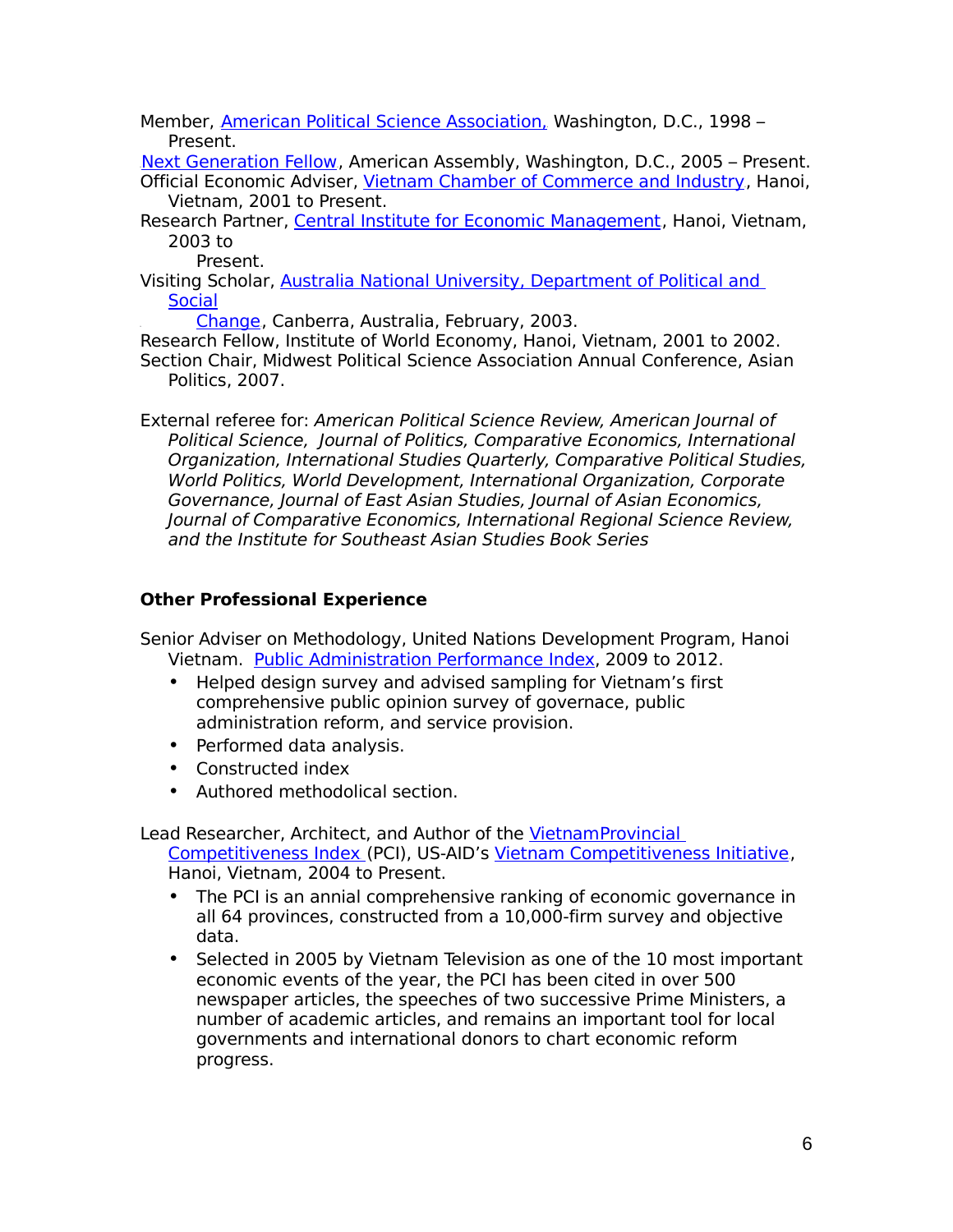Member, American Political Science Association, Washington, D.C., 1998 – Present.

Next Generation Fellow, American Assembly, Washington, D.C., 2005 – Present.

Official Economic Adviser, Vietnam Chamber of Commerce and Industry, Hanoi, Vietnam, 2001 to Present.

Research Partner, Central Institute for Economic Management, Hanoi, Vietnam, 2003 to Present.

Visiting Scholar, Australia National University, Department of Political and Social Change, Canberra, Australia, February, 2003.

Research Fellow, Institute of World Economy, Hanoi, Vietnam, 2001 to 2002.

Section Chair, Midwest Political Science Association Annual Conference, Asian Politics, 2007.

External referee for: *American Political Science Review, American Journal of Political Science, Journal of Politics, Comparative Economics, International Organization, International Studies Quarterly, Comparative Political Studies, World Politics, World Development, International Organization, Corporate Governance, Journal of East Asian Studies, Journal of Asian Economics, Journal of Comparative Economics, International Regional Science Review, and the Institute for Southeast Asian Studies Book Series*

**Other Professional Experience**

Senior Adviser on Methodology, United Nations Development Program, Hanoi Vietnam. Public Administration Performance Index, 2009 to 2012.

- Helped design survey and advised sampling for Vietnam's first comprehensive public opinion survey of governance, public administration reform, and service provision.
- Performed data analysis.
- Constructed index
- Authored methodolical section.

Lead Researcher, Architect, and Author of the VietnamProvincial Competitiveness Index (PCI), US-AID's Vietnam Competitiveness Initiative, Hanoi, Vietnam, 2004 to Present.

- The PCI is an annial comprehensive ranking of economic governance in all 64 provinces, constructed from a 10,000-firm survey and objective data.
- Selected in 2005 by Vietnam Television as one of the 10 most important economic events of the year, the PCI has been cited in over 500 newspaper articles, the speeches of two successive Prime Ministers, a number of academic articles, and remains an important tool for local governments and international donors to chart economic reform progress.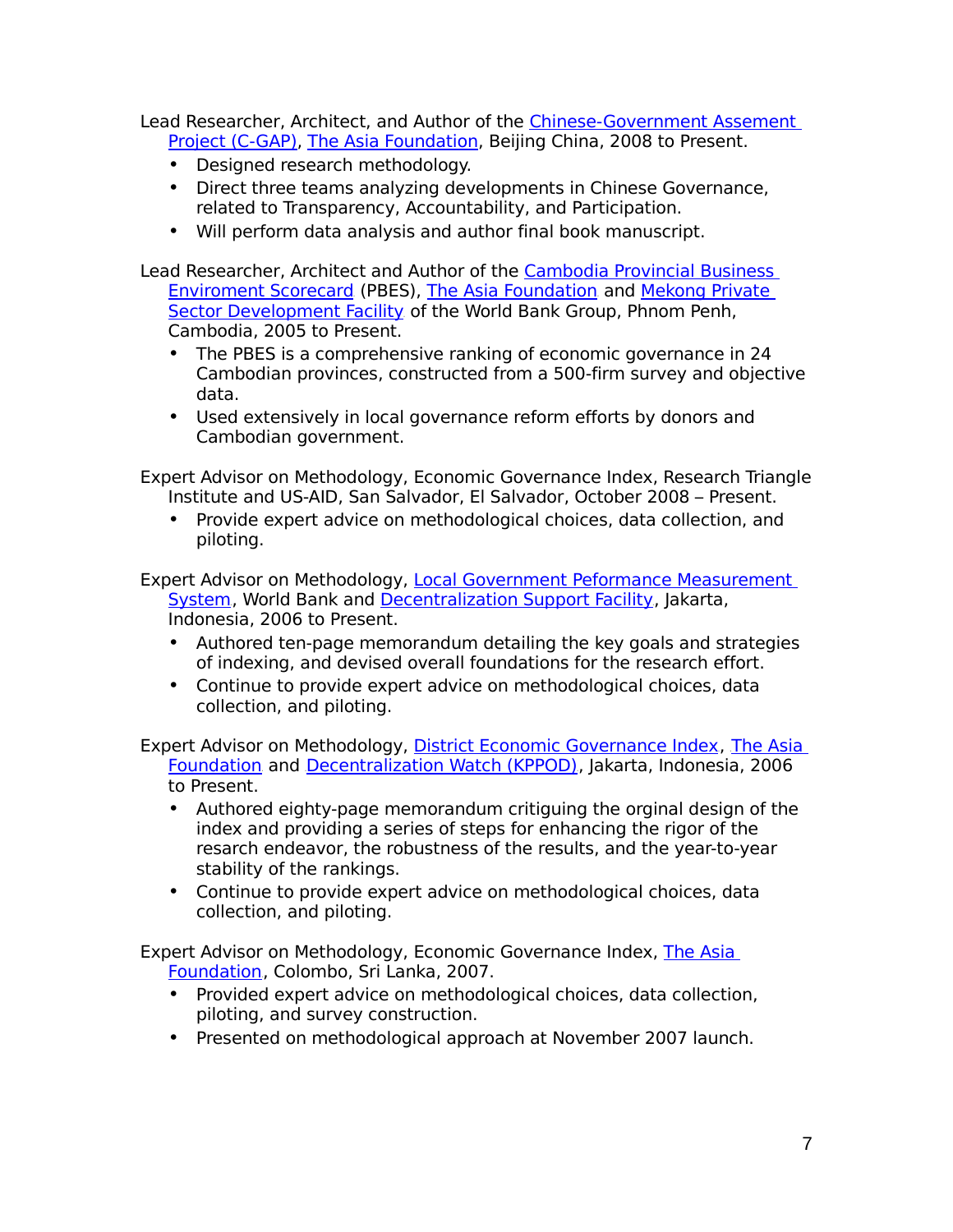Lead Researcher, Architect, and Author of the Chinese-Government Assement Project (C-GAP), The Asia Foundation, Beijing China, 2008 to Present.

- Designed research methodology.
- Direct three teams analyzing developments in Chinese Governance, related to Transparency, Accountability, and Participation.
- Will perform data analysis and author final book manuscript.

Lead Researcher, Architect and Author of the Cambodia Provincial Business Enviroment Scorecard (PBES), The Asia Foundation and Mekong Private Sector Development Facility of the World Bank Group, Phnom Penh, Cambodia, 2005 to Present.

- The PBES is a comprehensive ranking of economic governance in 24 Cambodian provinces, constructed from a 500-firm survey and objective data.
- Used extensively in local governance reform efforts by donors and Cambodian government.

Expert Advisor on Methodology, Economic Governance Index, Research Triangle Institute and US-AID, San Salvador, El Salvador, October 2008 – Present.

- Provide expert advice on methodological choices, data collection, and piloting.

Expert Advisor on Methodology, Local Government Peformance Measurement System, World Bank and Decentralization Support Facility, Jakarta, Indonesia, 2006 to Present.

- Authored ten-page memorandum detailing the key goals and strategies of indexing, and devised overall foundations for the research effort.
- Continue to provide expert advice on methodological choices, data collection, and piloting.

Expert Advisor on Methodology, District Economic Governance Index, The Asia Foundation and Decentralization Watch (KPPOD), Jakarta, Indonesia, 2006 to Present.

- Authored eighty-page memorandum critiguing the orginal design of the index and providing a series of steps for enhancing the rigor of the resarch endeavor, the robustness of the results, and the year-to-year stability of the rankings.
- Continue to provide expert advice on methodological choices, data collection, and piloting.

Expert Advisor on Methodology, Economic Governance Index, The Asia Foundation, Colombo, Sri Lanka, 2007.

- Provided expert advice on methodological choices, data collection, piloting, and survey construction.
- Presented on methodological approach at November 2007 launch.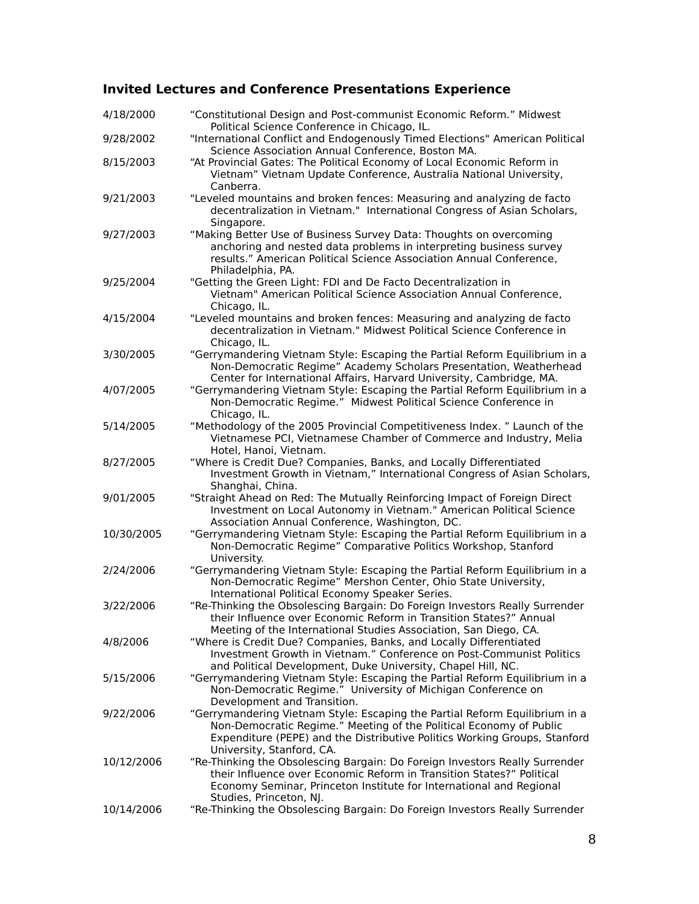## Invited Lectures and Conference Presentations Experience

4/18/2000 "Constitutional Design and Post-communist Economic Reform." Midwest Political Science Conference in Chicago, IL.

9/28/2002 "International Conflict and Endogenously Timed Elections" American Political Science Association Annual Conference, Boston MA.

8/15/2003 "At Provincial Gates: The Political Economy of Local Economic Reform in Vietnam" Vietnam Update Conference, Australia National University, Canberra.

9/21/2003 "Leveled mountains and broken fences: Measuring and analyzing de facto decentralization in Vietnam." International Congress of Asian Scholars, Singapore.

9/27/2003 "Making Better Use of Business Survey Data: Thoughts on overcoming anchoring and nested data problems in interpreting business survey results." American Political Science Association Annual Conference, Philadelphia, PA.

9/25/2004 "Getting the Green Light: FDI and De Facto Decentralization in Vietnam" American Political Science Association Annual Conference, Chicago, IL.

4/15/2004 "Leveled mountains and broken fences: Measuring and analyzing de facto decentralization in Vietnam." Midwest Political Science Conference in Chicago, IL.

3/30/2005 "Gerrymandering Vietnam Style: Escaping the Partial Reform Equilibrium in a Non-Democratic Regime" Academy Scholars Presentation, Weatherhead Center for International Affairs, Harvard University, Cambridge, MA.

4/07/2005 "Gerrymandering Vietnam Style: Escaping the Partial Reform Equilibrium in a Non-Democratic Regime." Midwest Political Science Conference in Chicago, IL.

5/14/2005 "Methodology of the 2005 Provincial Competitiveness Index. " Launch of the Vietnamese PCI, Vietnamese Chamber of Commerce and Industry, Melia Hotel, Hanoi, Vietnam.

8/27/2005 "Where is Credit Due? Companies, Banks, and Locally Differentiated Investment Growth in Vietnam," International Congress of Asian Scholars, Shanghai, China.

9/01/2005 "Straight Ahead on Red: The Mutually Reinforcing Impact of Foreign Direct Investment on Local Autonomy in Vietnam." American Political Science Association Annual Conference, Washington, DC.

10/30/2005 "Gerrymandering Vietnam Style: Escaping the Partial Reform Equilibrium in a Non-Democratic Regime" Comparative Politics Workshop, Stanford University.

2/24/2006 "Gerrymandering Vietnam Style: Escaping the Partial Reform Equilibrium in a Non-Democratic Regime" Mershon Center, Ohio State University, International Political Economy Speaker Series.

3/22/2006 "Re-Thinking the Obsolescing Bargain: Do Foreign Investors Really Surrender their Influence over Economic Reform in Transition States?" Annual Meeting of the International Studies Association, San Diego, CA.

4/8/2006 "Where is Credit Due? Companies, Banks, and Locally Differentiated Investment Growth in Vietnam." Conference on Post-Communist Politics and Political Development, Duke University, Chapel Hill, NC.

5/15/2006 "Gerrymandering Vietnam Style: Escaping the Partial Reform Equilibrium in a Non-Democratic Regime." University of Michigan Conference on Development and Transition.

9/22/2006 "Gerrymandering Vietnam Style: Escaping the Partial Reform Equilibrium in a Non-Democratic Regime." Meeting of the Political Economy of Public Expenditure (PEPE) and the Distributive Politics Working Groups, Stanford University, Stanford, CA.

10/12/2006 "Re-Thinking the Obsolescing Bargain: Do Foreign Investors Really Surrender their Influence over Economic Reform in Transition States?" Political Economy Seminar, Princeton Institute for International and Regional Studies, Princeton, NJ.

10/14/2006 "Re-Thinking the Obsolescing Bargain: Do Foreign Investors Really Surrender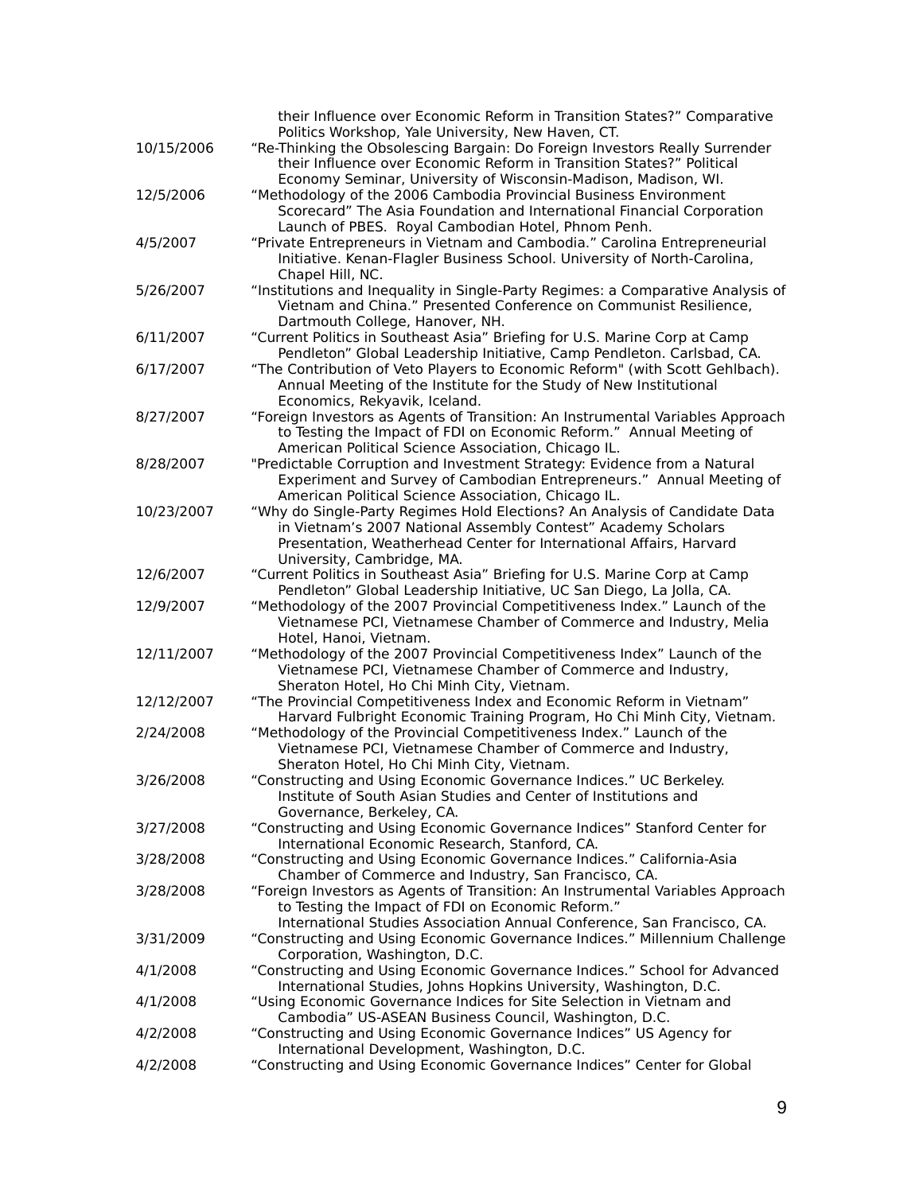their Influence over Economic Reform in Transition States?" Comparative Politics Workshop, Yale University, New Haven, CT.

10/15/2006 "Re-Thinking the Obsolescing Bargain: Do Foreign Investors Really Surrender their Influence over Economic Reform in Transition States?" Political Economy Seminar, University of Wisconsin-Madison, Madison, WI.

12/5/2006 "Methodology of the 2006 Cambodia Provincial Business Environment Scorecard" The Asia Foundation and International Financial Corporation Launch of PBES. Royal Cambodian Hotel, Phnom Penh.

4/5/2007 "Private Entrepreneurs in Vietnam and Cambodia." Carolina Entrepreneurial Initiative. Kenan-Flagler Business School. University of North-Carolina, Chapel Hill, NC.

5/26/2007 "Institutions and Inequality in Single-Party Regimes: a Comparative Analysis of Vietnam and China." Presented Conference on Communist Resilience, Dartmouth College, Hanover, NH.

6/11/2007 "Current Politics in Southeast Asia" Briefing for U.S. Marine Corp at Camp Pendleton" Global Leadership Initiative, Camp Pendleton. Carlsbad, CA.

6/17/2007 "The Contribution of Veto Players to Economic Reform" (with Scott Gehlbach). Annual Meeting of the Institute for the Study of New Institutional Economics, Rekyavik, Iceland.

8/27/2007 "Foreign Investors as Agents of Transition: An Instrumental Variables Approach to Testing the Impact of FDI on Economic Reform." Annual Meeting of American Political Science Association, Chicago IL.

8/28/2007 "Predictable Corruption and Investment Strategy: Evidence from a Natural Experiment and Survey of Cambodian Entrepreneurs." Annual Meeting of American Political Science Association, Chicago IL.

10/23/2007 "Why do Single-Party Regimes Hold Elections? An Analysis of Candidate Data in Vietnam's 2007 National Assembly Contest" Academy Scholars Presentation, Weatherhead Center for International Affairs, Harvard University, Cambridge, MA.

12/6/2007 "Current Politics in Southeast Asia" Briefing for U.S. Marine Corp at Camp Pendleton" Global Leadership Initiative, UC San Diego, La Jolla, CA.

12/9/2007 "Methodology of the 2007 Provincial Competitiveness Index." Launch of the Vietnamese PCI, Vietnamese Chamber of Commerce and Industry, Melia Hotel, Hanoi, Vietnam.

12/11/2007 "Methodology of the 2007 Provincial Competitiveness Index" Launch of the Vietnamese PCI, Vietnamese Chamber of Commerce and Industry, Sheraton Hotel, Ho Chi Minh City, Vietnam.

12/12/2007 "The Provincial Competitiveness Index and Economic Reform in Vietnam" Harvard Fulbright Economic Training Program, Ho Chi Minh City, Vietnam.

2/24/2008 "Methodology of the Provincial Competitiveness Index." Launch of the Vietnamese PCI, Vietnamese Chamber of Commerce and Industry, Sheraton Hotel, Ho Chi Minh City, Vietnam.

3/26/2008 "Constructing and Using Economic Governance Indices." UC Berkeley. Institute of South Asian Studies and Center of Institutions and Governance, Berkeley, CA.

3/27/2008 "Constructing and Using Economic Governance Indices" Stanford Center for International Economic Research, Stanford, CA.

3/28/2008 "Constructing and Using Economic Governance Indices." California-Asia Chamber of Commerce and Industry, San Francisco, CA.

3/28/2008 "Foreign Investors as Agents of Transition: An Instrumental Variables Approach to Testing the Impact of FDI on Economic Reform." International Studies Association Annual Conference, San Francisco, CA.

3/31/2009 "Constructing and Using Economic Governance Indices." Millennium Challenge Corporation, Washington, D.C.

4/1/2008 "Constructing and Using Economic Governance Indices." School for Advanced International Studies, Johns Hopkins University, Washington, D.C.

4/1/2008 "Using Economic Governance Indices for Site Selection in Vietnam and Cambodia" US-ASEAN Business Council, Washington, D.C.

4/2/2008 "Constructing and Using Economic Governance Indices" US Agency for International Development, Washington, D.C.

4/2/2008 "Constructing and Using Economic Governance Indices" Center for Global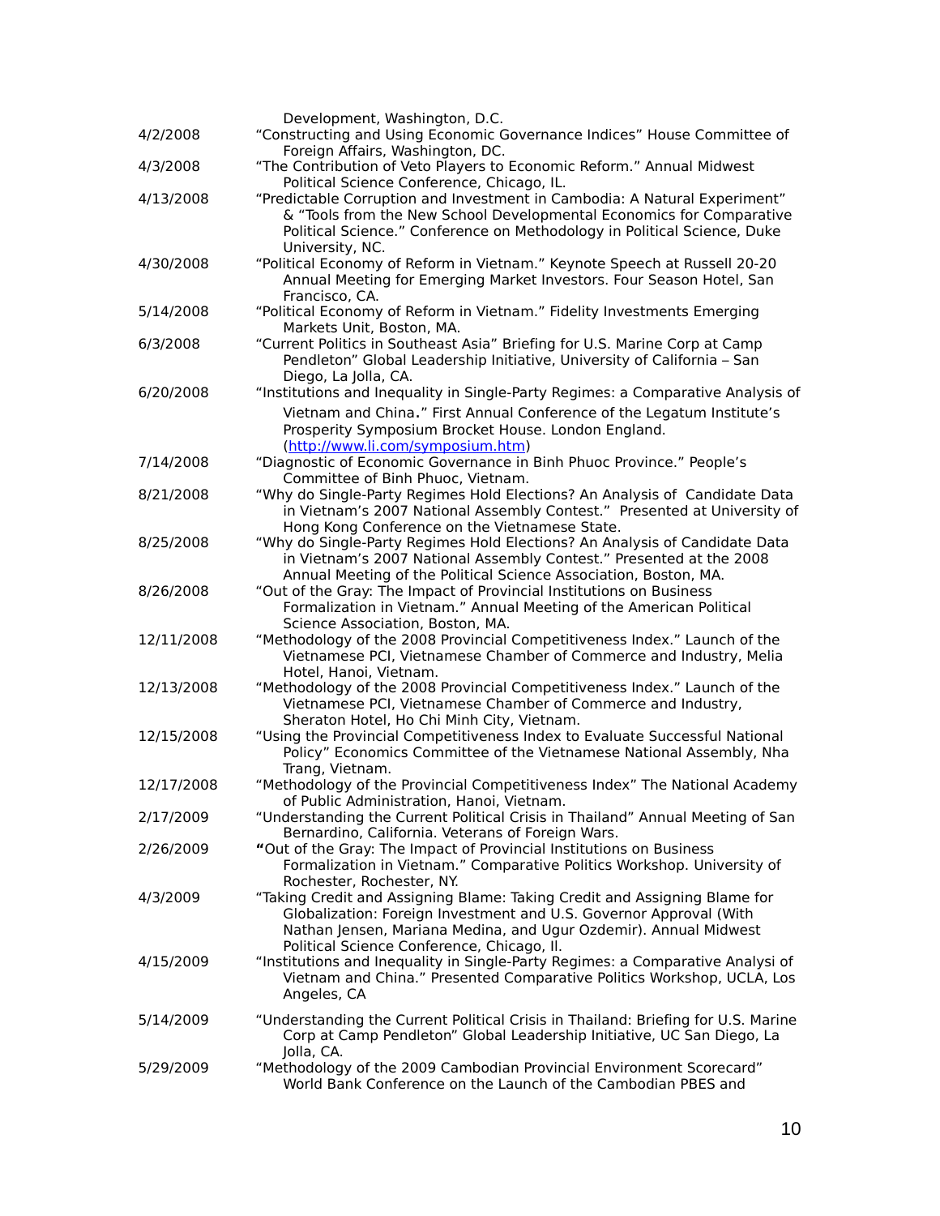Development, Washington, D.C.

| | |
|---|---|
| 4/2/2008 | "Constructing and Using Economic Governance Indices" House Committee of Foreign Affairs, Washington, DC. |
| 4/3/2008 | "The Contribution of Veto Players to Economic Reform." Annual Midwest Political Science Conference, Chicago, IL. |
| 4/13/2008 | "Predictable Corruption and Investment in Cambodia: A Natural Experiment" & "Tools from the New School Developmental Economics for Comparative Political Science." Conference on Methodology in Political Science, Duke University, NC. |
| 4/30/2008 | "Political Economy of Reform in Vietnam." Keynote Speech at Russell 20-20 Annual Meeting for Emerging Market Investors. Four Season Hotel, San Francisco, CA. |
| 5/14/2008 | "Political Economy of Reform in Vietnam." Fidelity Investments Emerging Markets Unit, Boston, MA. |
| 6/3/2008 | "Current Politics in Southeast Asia" Briefing for U.S. Marine Corp at Camp Pendleton" Global Leadership Initiative, University of California – San Diego, La Jolla, CA. |
| 6/20/2008 | "Institutions and Inequality in Single-Party Regimes: a Comparative Analysis of Vietnam and China**.**" First Annual Conference of the Legatum Institute's Prosperity Symposium Brocket House. London England. ([http://www.li.com/symposium.htm](http://www.li.com/symposium.htm)) |
| 7/14/2008 | "Diagnostic of Economic Governance in Binh Phuoc Province." People's Committee of Binh Phuoc, Vietnam. |
| 8/21/2008 | "Why do Single-Party Regimes Hold Elections? An Analysis of Candidate Data in Vietnam's 2007 National Assembly Contest." Presented at University of Hong Kong Conference on the Vietnamese State. |
| 8/25/2008 | "Why do Single-Party Regimes Hold Elections? An Analysis of Candidate Data in Vietnam's 2007 National Assembly Contest." Presented at the 2008 Annual Meeting of the Political Science Association, Boston, MA. |
| 8/26/2008 | "Out of the Gray: The Impact of Provincial Institutions on Business Formalization in Vietnam." Annual Meeting of the American Political Science Association, Boston, MA. |
| 12/11/2008 | "Methodology of the 2008 Provincial Competitiveness Index." Launch of the Vietnamese PCI, Vietnamese Chamber of Commerce and Industry, Melia Hotel, Hanoi, Vietnam. |
| 12/13/2008 | "Methodology of the 2008 Provincial Competitiveness Index." Launch of the Vietnamese PCI, Vietnamese Chamber of Commerce and Industry, Sheraton Hotel, Ho Chi Minh City, Vietnam. |
| 12/15/2008 | "Using the Provincial Competitiveness Index to Evaluate Successful National Policy" Economics Committee of the Vietnamese National Assembly, Nha Trang, Vietnam. |
| 12/17/2008 | "Methodology of the Provincial Competitiveness Index" The National Academy of Public Administration, Hanoi, Vietnam. |
| 2/17/2009 | "Understanding the Current Political Crisis in Thailand" Annual Meeting of San Bernardino, California. Veterans of Foreign Wars. |
| 2/26/2009 | **"**Out of the Gray: The Impact of Provincial Institutions on Business Formalization in Vietnam." Comparative Politics Workshop. University of Rochester, Rochester, NY. |
| 4/3/2009 | "Taking Credit and Assigning Blame: Taking Credit and Assigning Blame for Globalization: Foreign Investment and U.S. Governor Approval (With Nathan Jensen, Mariana Medina, and Ugur Ozdemir). Annual Midwest Political Science Conference, Chicago, Il. |
| 4/15/2009 | "Institutions and Inequality in Single-Party Regimes: a Comparative Analysi of Vietnam and China." Presented Comparative Politics Workshop, UCLA, Los Angeles, CA |
| 5/14/2009 | "Understanding the Current Political Crisis in Thailand: Briefing for U.S. Marine Corp at Camp Pendleton" Global Leadership Initiative, UC San Diego, La Jolla, CA. |
| 5/29/2009 | "Methodology of the 2009 Cambodian Provincial Environment Scorecard" World Bank Conference on the Launch of the Cambodian PBES and |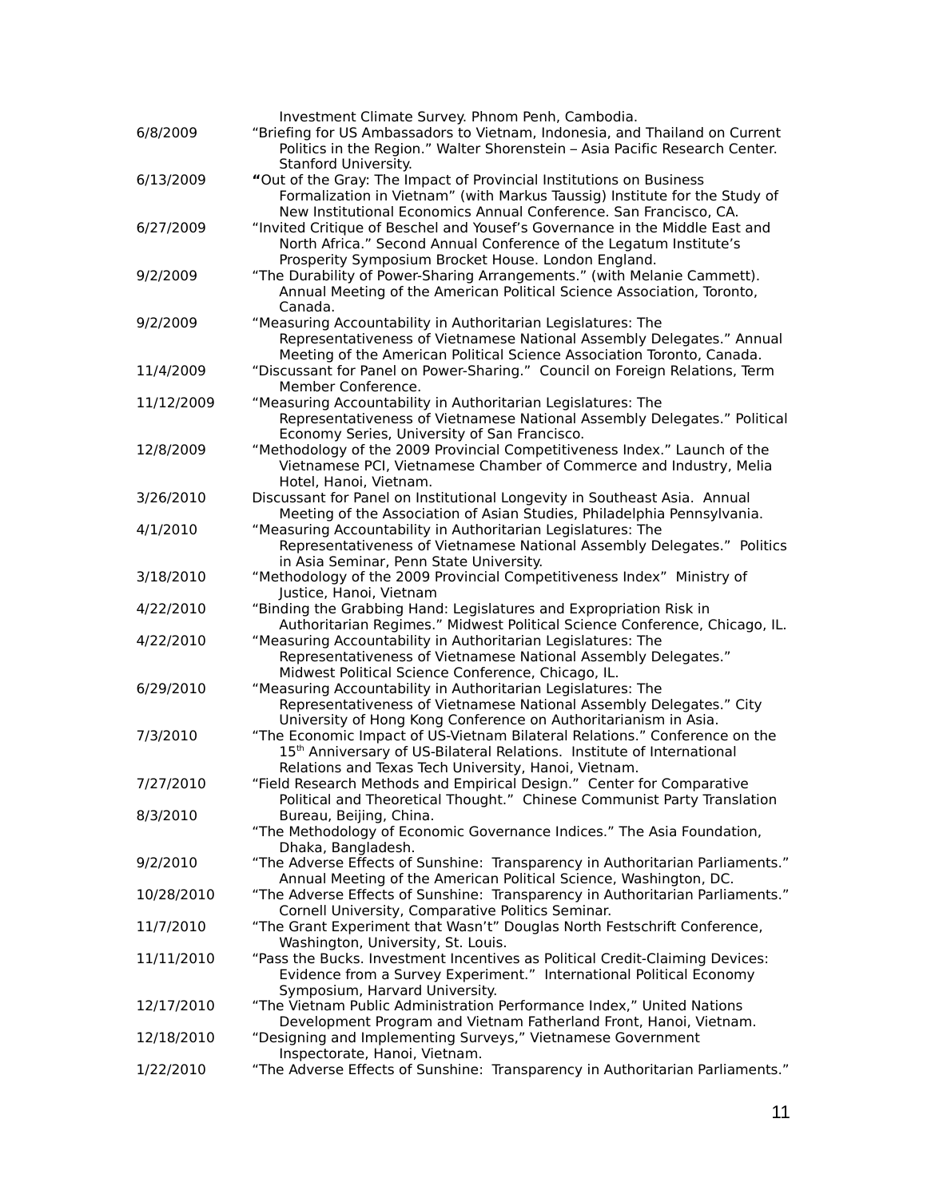Investment Climate Survey. Phnom Penh, Cambodia.

6/8/2009 "Briefing for US Ambassadors to Vietnam, Indonesia, and Thailand on Current Politics in the Region." Walter Shorenstein – Asia Pacific Research Center. Stanford University.

6/13/2009 **"**Out of the Gray: The Impact of Provincial Institutions on Business Formalization in Vietnam" (with Markus Taussig) Institute for the Study of New Institutional Economics Annual Conference. San Francisco, CA.

6/27/2009 "Invited Critique of Beschel and Yousef's Governance in the Middle East and North Africa." Second Annual Conference of the Legatum Institute's Prosperity Symposium Brocket House. London England.

9/2/2009 "The Durability of Power-Sharing Arrangements." (with Melanie Cammett). Annual Meeting of the American Political Science Association, Toronto, Canada.

9/2/2009 "Measuring Accountability in Authoritarian Legislatures: The Representativeness of Vietnamese National Assembly Delegates." Annual Meeting of the American Political Science Association Toronto, Canada.

11/4/2009 "Discussant for Panel on Power-Sharing." Council on Foreign Relations, Term Member Conference.

11/12/2009 "Measuring Accountability in Authoritarian Legislatures: The Representativeness of Vietnamese National Assembly Delegates." Political Economy Series, University of San Francisco.

12/8/2009 "Methodology of the 2009 Provincial Competitiveness Index." Launch of the Vietnamese PCI, Vietnamese Chamber of Commerce and Industry, Melia Hotel, Hanoi, Vietnam.

3/26/2010 Discussant for Panel on Institutional Longevity in Southeast Asia. Annual Meeting of the Association of Asian Studies, Philadelphia Pennsylvania.

4/1/2010 "Measuring Accountability in Authoritarian Legislatures: The Representativeness of Vietnamese National Assembly Delegates." Politics in Asia Seminar, Penn State University.

3/18/2010 "Methodology of the 2009 Provincial Competitiveness Index" Ministry of Justice, Hanoi, Vietnam

4/22/2010 "Binding the Grabbing Hand: Legislatures and Expropriation Risk in Authoritarian Regimes." Midwest Political Science Conference, Chicago, IL.

4/22/2010 "Measuring Accountability in Authoritarian Legislatures: The Representativeness of Vietnamese National Assembly Delegates." Midwest Political Science Conference, Chicago, IL.

6/29/2010 "Measuring Accountability in Authoritarian Legislatures: The Representativeness of Vietnamese National Assembly Delegates." City University of Hong Kong Conference on Authoritarianism in Asia.

7/3/2010 "The Economic Impact of US-Vietnam Bilateral Relations." Conference on the 15th Anniversary of US-Bilateral Relations. Institute of International Relations and Texas Tech University, Hanoi, Vietnam.

7/27/2010 "Field Research Methods and Empirical Design." Center for Comparative Political and Theoretical Thought." Chinese Communist Party Translation Bureau, Beijing, China.

8/3/2010 "The Methodology of Economic Governance Indices." The Asia Foundation, Dhaka, Bangladesh.

9/2/2010 "The Adverse Effects of Sunshine: Transparency in Authoritarian Parliaments." Annual Meeting of the American Political Science, Washington, DC.

10/28/2010 "The Adverse Effects of Sunshine: Transparency in Authoritarian Parliaments." Cornell University, Comparative Politics Seminar.

11/7/2010 "The Grant Experiment that Wasn't" Douglas North Festschrift Conference, Washington, University, St. Louis.

11/11/2010 "Pass the Bucks. Investment Incentives as Political Credit-Claiming Devices: Evidence from a Survey Experiment." International Political Economy Symposium, Harvard University.

12/17/2010 "The Vietnam Public Administration Performance Index," United Nations Development Program and Vietnam Fatherland Front, Hanoi, Vietnam.

12/18/2010 "Designing and Implementing Surveys," Vietnamese Government Inspectorate, Hanoi, Vietnam.

1/22/2010 "The Adverse Effects of Sunshine: Transparency in Authoritarian Parliaments."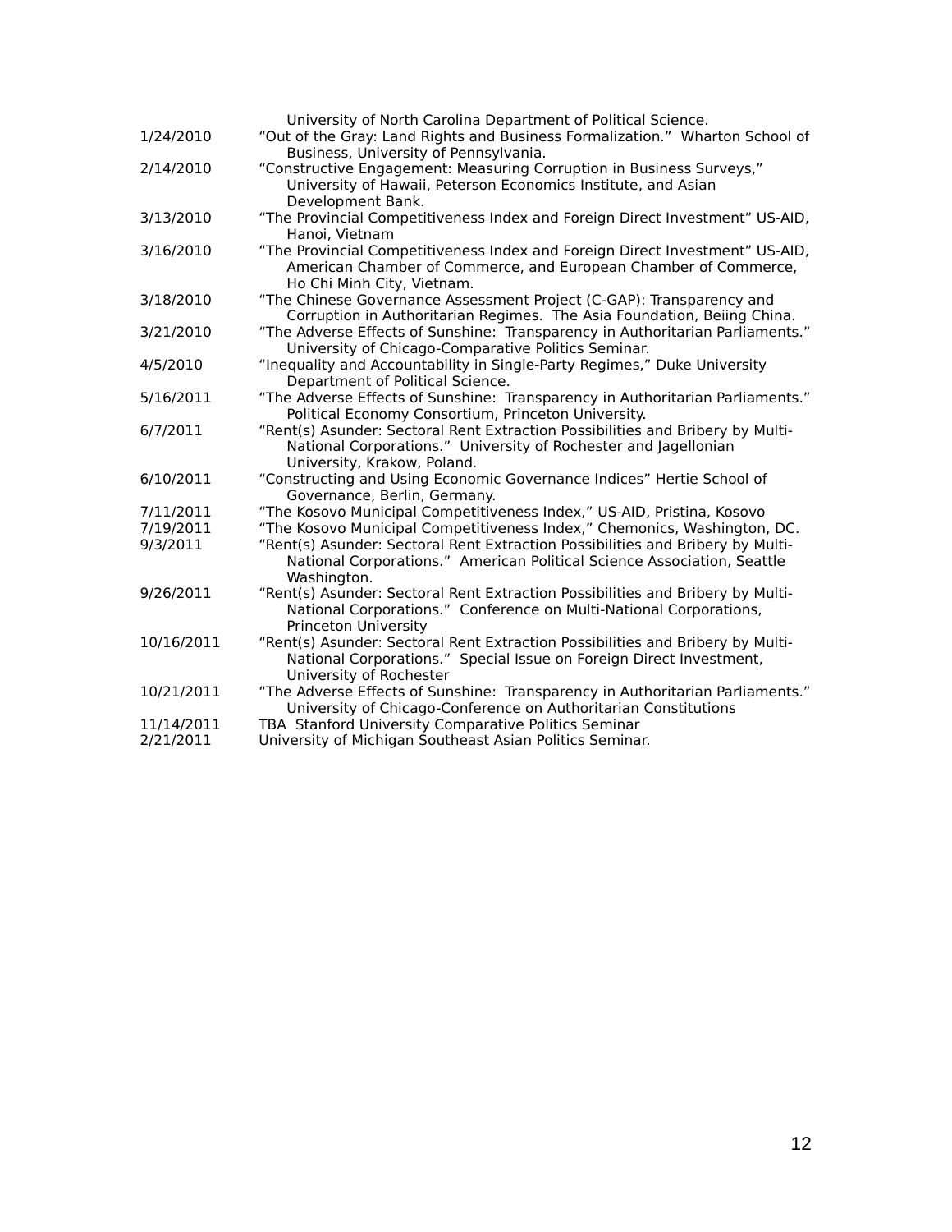University of North Carolina Department of Political Science.

| | |
|---|---|
| 1/24/2010 | "Out of the Gray: Land Rights and Business Formalization." Wharton School of Business, University of Pennsylvania. |
| 2/14/2010 | "Constructive Engagement: Measuring Corruption in Business Surveys," University of Hawaii, Peterson Economics Institute, and Asian Development Bank. |
| 3/13/2010 | "The Provincial Competitiveness Index and Foreign Direct Investment" US-AID, Hanoi, Vietnam |
| 3/16/2010 | "The Provincial Competitiveness Index and Foreign Direct Investment" US-AID, American Chamber of Commerce, and European Chamber of Commerce, Ho Chi Minh City, Vietnam. |
| 3/18/2010 | "The Chinese Governance Assessment Project (C-GAP): Transparency and Corruption in Authoritarian Regimes. The Asia Foundation, Beiing China. |
| 3/21/2010 | "The Adverse Effects of Sunshine: Transparency in Authoritarian Parliaments." University of Chicago-Comparative Politics Seminar. |
| 4/5/2010 | "Inequality and Accountability in Single-Party Regimes," Duke University Department of Political Science. |
| 5/16/2011 | "The Adverse Effects of Sunshine: Transparency in Authoritarian Parliaments." Political Economy Consortium, Princeton University. |
| 6/7/2011 | "Rent(s) Asunder: Sectoral Rent Extraction Possibilities and Bribery by Multi-National Corporations." University of Rochester and Jagellonian University, Krakow, Poland. |
| 6/10/2011 | "Constructing and Using Economic Governance Indices" Hertie School of Governance, Berlin, Germany. |
| 7/11/2011 | "The Kosovo Municipal Competitiveness Index," US-AID, Pristina, Kosovo |
| 7/19/2011 | "The Kosovo Municipal Competitiveness Index," Chemonics, Washington, DC. |
| 9/3/2011 | "Rent(s) Asunder: Sectoral Rent Extraction Possibilities and Bribery by Multi-National Corporations." American Political Science Association, Seattle Washington. |
| 9/26/2011 | "Rent(s) Asunder: Sectoral Rent Extraction Possibilities and Bribery by Multi-National Corporations." Conference on Multi-National Corporations, Princeton University |
| 10/16/2011 | "Rent(s) Asunder: Sectoral Rent Extraction Possibilities and Bribery by Multi-National Corporations." Special Issue on Foreign Direct Investment, University of Rochester |
| 10/21/2011 | "The Adverse Effects of Sunshine: Transparency in Authoritarian Parliaments." University of Chicago-Conference on Authoritarian Constitutions |
| 11/14/2011 | TBA Stanford University Comparative Politics Seminar |
| 2/21/2011 | University of Michigan Southeast Asian Politics Seminar. |